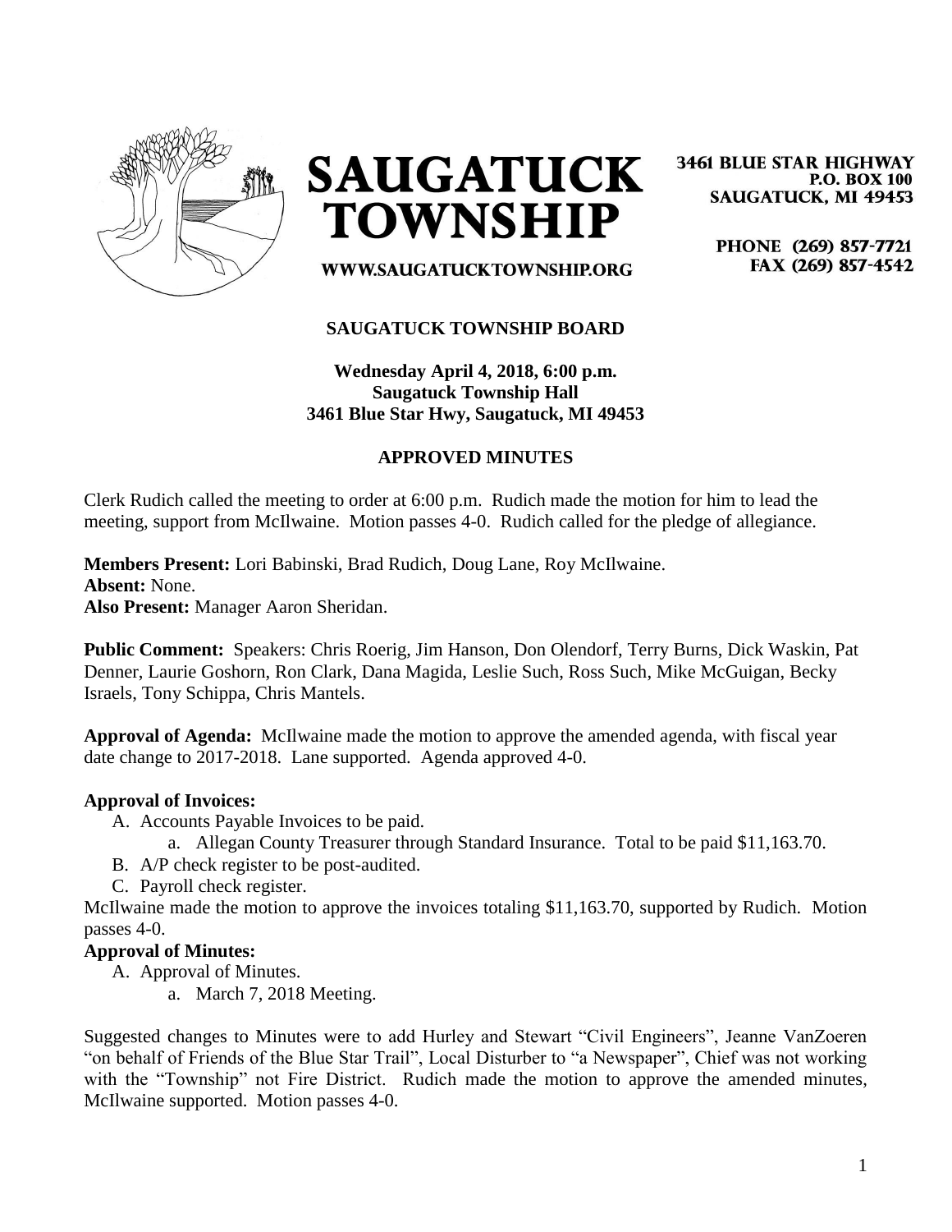# SAUGATUCK TOWNSHIP

3461 BLUE STAR HIGHWAY
P.O. BOX 100
SAUGATUCK, MI 49453

PHONE (269) 857-7721
FAX (269) 857-4542

WWW.SAUGATUCKTOWNSHIP.ORG

**SAUGATUCK TOWNSHIP BOARD**

**Wednesday April 4, 2018, 6:00 p.m.**
**Saugatuck Township Hall**
**3461 Blue Star Hwy, Saugatuck, MI 49453**

**APPROVED MINUTES**

Clerk Rudich called the meeting to order at 6:00 p.m. Rudich made the motion for him to lead the meeting, support from McIlwaine. Motion passes 4-0. Rudich called for the pledge of allegiance.

**Members Present:** Lori Babinski, Brad Rudich, Doug Lane, Roy McIlwaine.
**Absent:** None.
**Also Present:** Manager Aaron Sheridan.

**Public Comment:** Speakers: Chris Roerig, Jim Hanson, Don Olendorf, Terry Burns, Dick Waskin, Pat Denner, Laurie Goshorn, Ron Clark, Dana Magida, Leslie Such, Ross Such, Mike McGuigan, Becky Israels, Tony Schippa, Chris Mantels.

**Approval of Agenda:** McIlwaine made the motion to approve the amended agenda, with fiscal year date change to 2017-2018. Lane supported. Agenda approved 4-0.

**Approval of Invoices:**

A. Accounts Payable Invoices to be paid.
   a. Allegan County Treasurer through Standard Insurance. Total to be paid $11,163.70.
B. A/P check register to be post-audited.
C. Payroll check register.

McIlwaine made the motion to approve the invoices totaling $11,163.70, supported by Rudich. Motion passes 4-0.

**Approval of Minutes:**

A. Approval of Minutes.
   a. March 7, 2018 Meeting.

Suggested changes to Minutes were to add Hurley and Stewart "Civil Engineers", Jeanne VanZoeren "on behalf of Friends of the Blue Star Trail", Local Disturber to "a Newspaper", Chief was not working with the "Township" not Fire District. Rudich made the motion to approve the amended minutes, McIlwaine supported. Motion passes 4-0.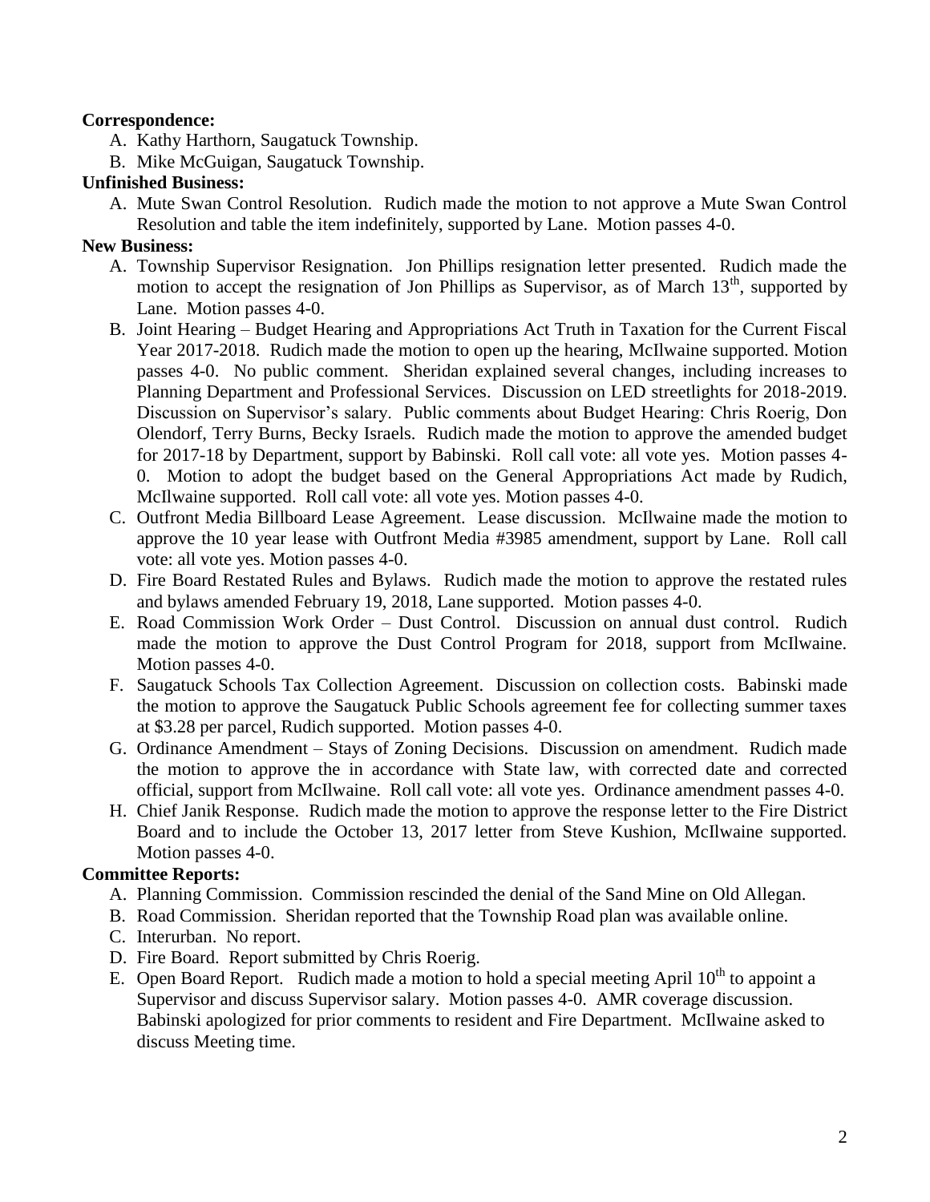**Correspondence:**

A. Kathy Harthorn, Saugatuck Township.
B. Mike McGuigan, Saugatuck Township.

**Unfinished Business:**

A. Mute Swan Control Resolution. Rudich made the motion to not approve a Mute Swan Control Resolution and table the item indefinitely, supported by Lane. Motion passes 4-0.

**New Business:**

A. Township Supervisor Resignation. Jon Phillips resignation letter presented. Rudich made the motion to accept the resignation of Jon Phillips as Supervisor, as of March 13th, supported by Lane. Motion passes 4-0.
B. Joint Hearing – Budget Hearing and Appropriations Act Truth in Taxation for the Current Fiscal Year 2017-2018. Rudich made the motion to open up the hearing, McIlwaine supported. Motion passes 4-0. No public comment. Sheridan explained several changes, including increases to Planning Department and Professional Services. Discussion on LED streetlights for 2018-2019. Discussion on Supervisor's salary. Public comments about Budget Hearing: Chris Roerig, Don Olendorf, Terry Burns, Becky Israels. Rudich made the motion to approve the amended budget for 2017-18 by Department, support by Babinski. Roll call vote: all vote yes. Motion passes 4-0. Motion to adopt the budget based on the General Appropriations Act made by Rudich, McIlwaine supported. Roll call vote: all vote yes. Motion passes 4-0.
C. Outfront Media Billboard Lease Agreement. Lease discussion. McIlwaine made the motion to approve the 10 year lease with Outfront Media #3985 amendment, support by Lane. Roll call vote: all vote yes. Motion passes 4-0.
D. Fire Board Restated Rules and Bylaws. Rudich made the motion to approve the restated rules and bylaws amended February 19, 2018, Lane supported. Motion passes 4-0.
E. Road Commission Work Order – Dust Control. Discussion on annual dust control. Rudich made the motion to approve the Dust Control Program for 2018, support from McIlwaine. Motion passes 4-0.
F. Saugatuck Schools Tax Collection Agreement. Discussion on collection costs. Babinski made the motion to approve the Saugatuck Public Schools agreement fee for collecting summer taxes at $3.28 per parcel, Rudich supported. Motion passes 4-0.
G. Ordinance Amendment – Stays of Zoning Decisions. Discussion on amendment. Rudich made the motion to approve the in accordance with State law, with corrected date and corrected official, support from McIlwaine. Roll call vote: all vote yes. Ordinance amendment passes 4-0.
H. Chief Janik Response. Rudich made the motion to approve the response letter to the Fire District Board and to include the October 13, 2017 letter from Steve Kushion, McIlwaine supported. Motion passes 4-0.

**Committee Reports:**

A. Planning Commission. Commission rescinded the denial of the Sand Mine on Old Allegan.
B. Road Commission. Sheridan reported that the Township Road plan was available online.
C. Interurban. No report.
D. Fire Board. Report submitted by Chris Roerig.
E. Open Board Report. Rudich made a motion to hold a special meeting April 10th to appoint a Supervisor and discuss Supervisor salary. Motion passes 4-0. AMR coverage discussion. Babinski apologized for prior comments to resident and Fire Department. McIlwaine asked to discuss Meeting time.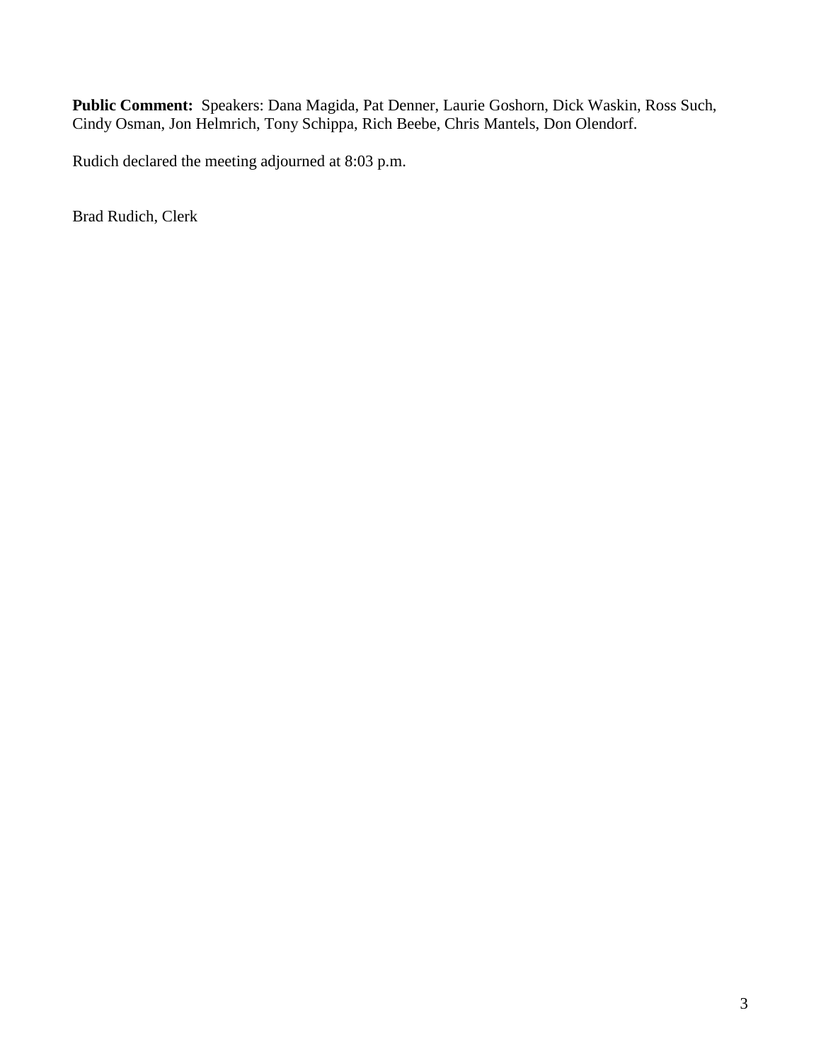**Public Comment:** Speakers: Dana Magida, Pat Denner, Laurie Goshorn, Dick Waskin, Ross Such, Cindy Osman, Jon Helmrich, Tony Schippa, Rich Beebe, Chris Mantels, Don Olendorf.

Rudich declared the meeting adjourned at 8:03 p.m.

Brad Rudich, Clerk